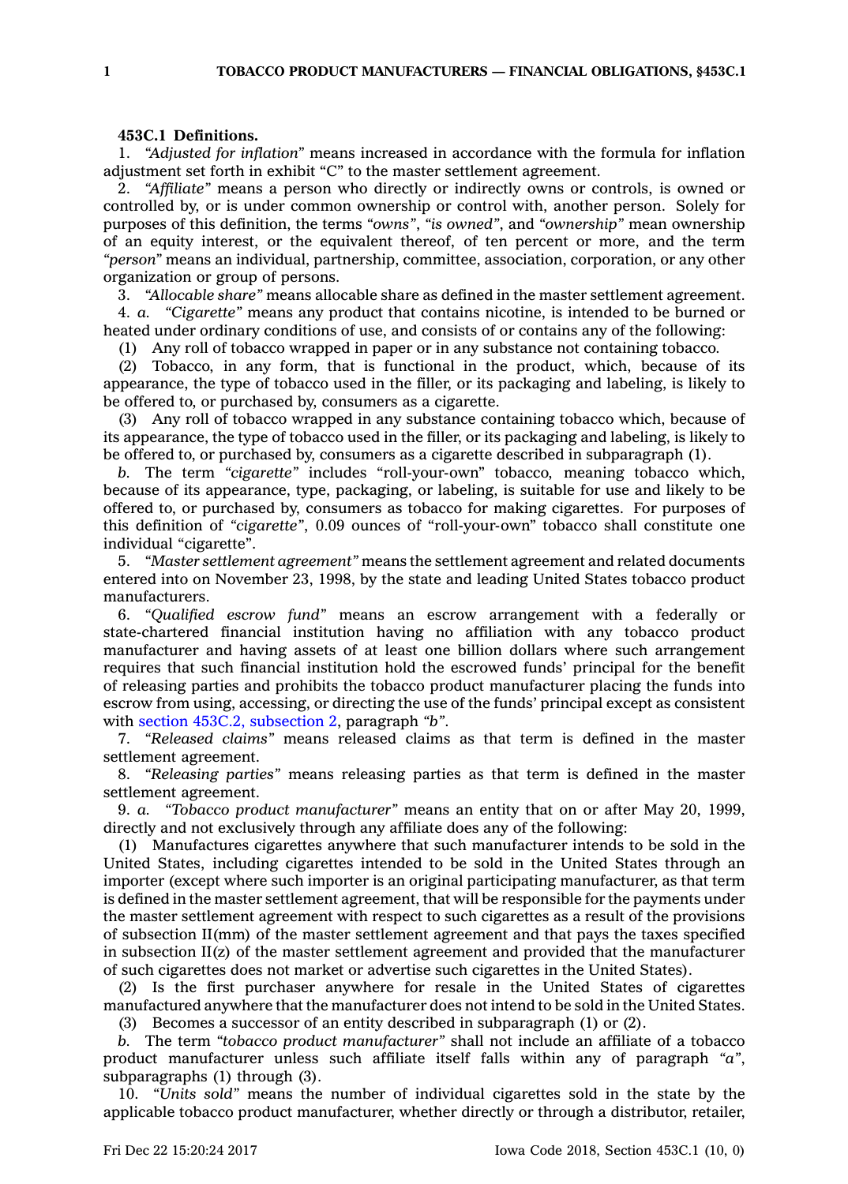**453C.1 Definitions.**

1. *"Adjusted for inflation"* means increased in accordance with the formula for inflation adjustment set forth in exhibit "C" to the master settlement agreement.

2. *"Affiliate"* means a person who directly or indirectly owns or controls, is owned or controlled by, or is under common ownership or control with, another person. Solely for purposes of this definition, the terms *"owns"*, *"is owned"*, and *"ownership"* mean ownership of an equity interest, or the equivalent thereof, of ten percent or more, and the term *"person"* means an individual, partnership, committee, association, corporation, or any other organization or group of persons.

3. *"Allocable share"* means allocable share as defined in the master settlement agreement.

4. *a. "Cigarette"* means any product that contains nicotine, is intended to be burned or heated under ordinary conditions of use, and consists of or contains any of the following:

(1) Any roll of tobacco wrapped in paper or in any substance not containing tobacco.

(2) Tobacco, in any form, that is functional in the product, which, because of its appearance, the type of tobacco used in the filler, or its packaging and labeling, is likely to be offered to, or purchased by, consumers as a cigarette.

(3) Any roll of tobacco wrapped in any substance containing tobacco which, because of its appearance, the type of tobacco used in the filler, or its packaging and labeling, is likely to be offered to, or purchased by, consumers as a cigarette described in subparagraph (1).

*b.* The term *"cigarette"* includes "roll-your-own" tobacco, meaning tobacco which, because of its appearance, type, packaging, or labeling, is suitable for use and likely to be offered to, or purchased by, consumers as tobacco for making cigarettes. For purposes of this definition of *"cigarette"*, 0.09 ounces of "roll-your-own" tobacco shall constitute one individual "cigarette".

5. *"Master settlement agreement"* means the settlement agreement and related documents entered into on November 23, 1998, by the state and leading United States tobacco product manufacturers.

6. *"Qualified escrow fund"* means an escrow arrangement with a federally or state-chartered financial institution having no affiliation with any tobacco product manufacturer and having assets of at least one billion dollars where such arrangement requires that such financial institution hold the escrowed funds' principal for the benefit of releasing parties and prohibits the tobacco product manufacturer placing the funds into escrow from using, accessing, or directing the use of the funds' principal except as consistent with section 453C.2, subsection 2, paragraph *"b"*.

7. *"Released claims"* means released claims as that term is defined in the master settlement agreement.

8. *"Releasing parties"* means releasing parties as that term is defined in the master settlement agreement.

9. *a. "Tobacco product manufacturer"* means an entity that on or after May 20, 1999, directly and not exclusively through any affiliate does any of the following:

(1) Manufactures cigarettes anywhere that such manufacturer intends to be sold in the United States, including cigarettes intended to be sold in the United States through an importer (except where such importer is an original participating manufacturer, as that term is defined in the master settlement agreement, that will be responsible for the payments under the master settlement agreement with respect to such cigarettes as a result of the provisions of subsection II(mm) of the master settlement agreement and that pays the taxes specified in subsection II(z) of the master settlement agreement and provided that the manufacturer of such cigarettes does not market or advertise such cigarettes in the United States).

(2) Is the first purchaser anywhere for resale in the United States of cigarettes manufactured anywhere that the manufacturer does not intend to be sold in the United States.

(3) Becomes a successor of an entity described in subparagraph (1) or (2).

*b.* The term *"tobacco product manufacturer"* shall not include an affiliate of a tobacco product manufacturer unless such affiliate itself falls within any of paragraph *"a"*, subparagraphs (1) through (3).

10. *"Units sold"* means the number of individual cigarettes sold in the state by the applicable tobacco product manufacturer, whether directly or through a distributor, retailer,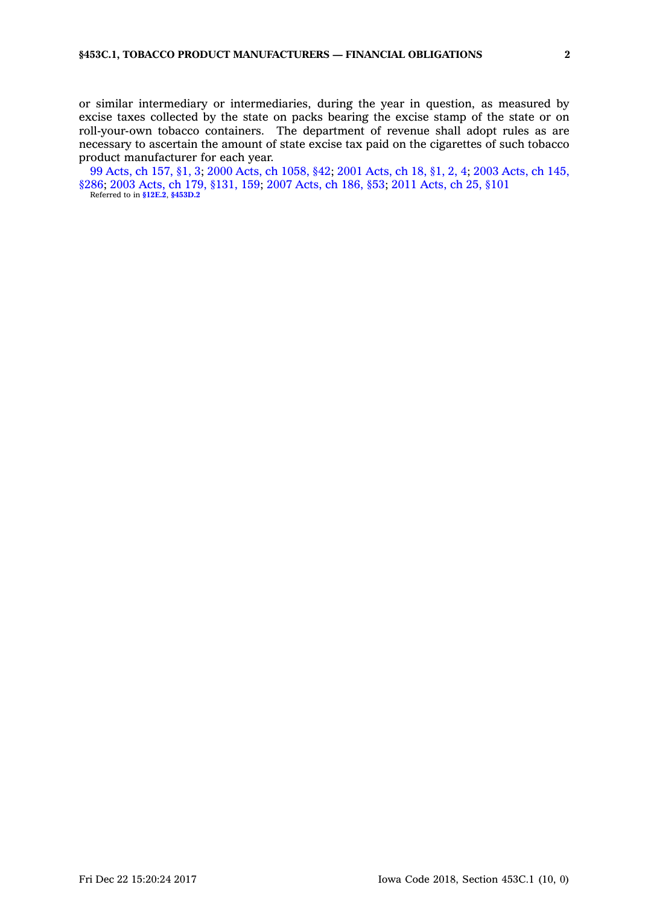or similar intermediary or intermediaries, during the year in question, as measured by excise taxes collected by the state on packs bearing the excise stamp of the state or on roll-your-own tobacco containers. The department of revenue shall adopt rules as are necessary to ascertain the amount of state excise tax paid on the cigarettes of such tobacco product manufacturer for each year.

99 Acts, ch 157, §1, 3; 2000 Acts, ch 1058, §42; 2001 Acts, ch 18, §1, 2, 4; 2003 Acts, ch 145, §286; 2003 Acts, ch 179, §131, 159; 2007 Acts, ch 186, §53; 2011 Acts, ch 25, §101

Referred to in **§12E.2**, **§453D.2**